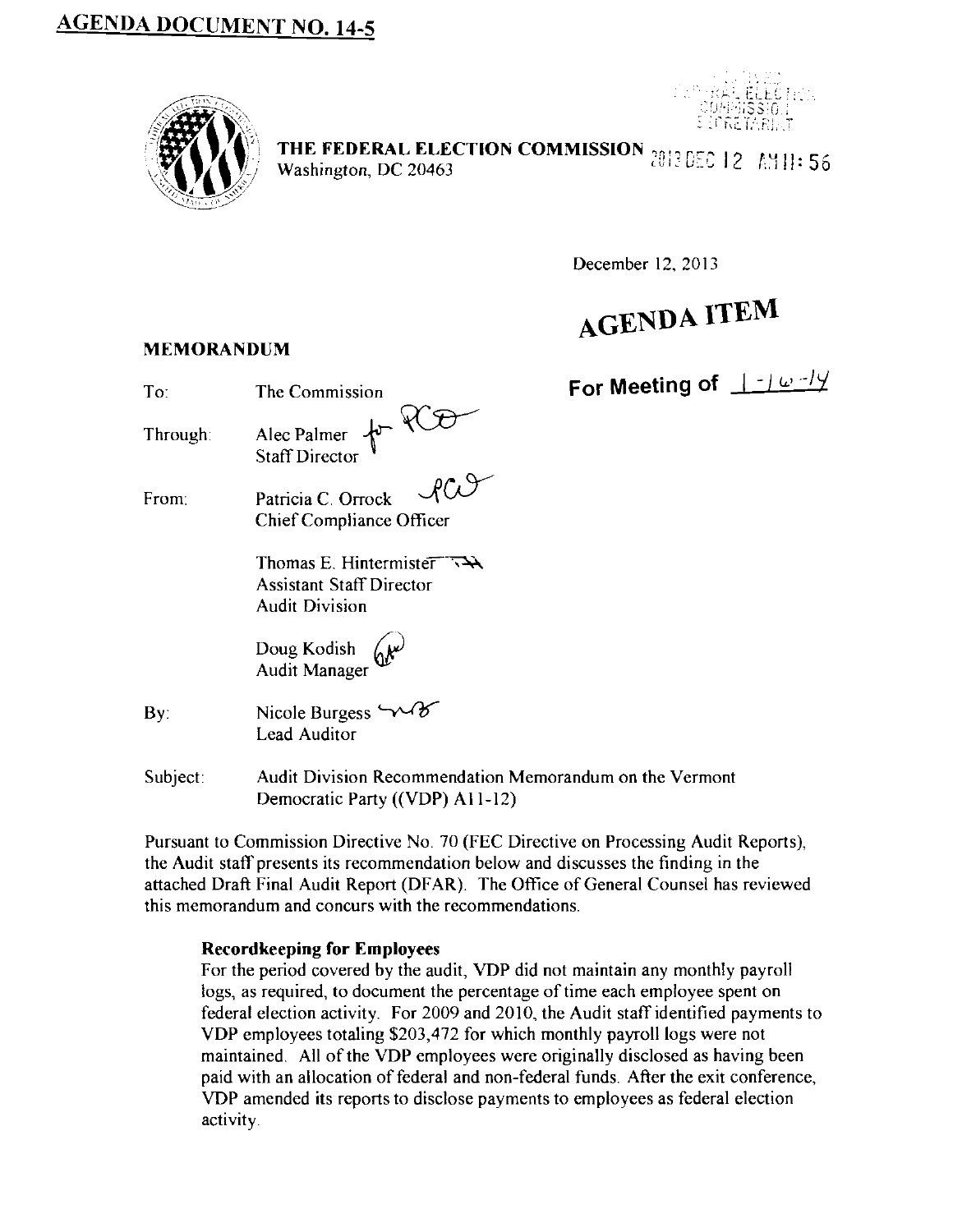# AGENDA DOCUMENT NO. 14-5

**THE FEDERAL ELECTION COMMISSION**
Washington, DC 20463

FEDERAL ELECTION COMMISSION SECRETARIAT

2013 DEC 12 AM 11:56

December 12, 2013

**AGENDA ITEM**

**For Meeting of 1-16-14**

**MEMORANDUM**

To: The Commission

Through: Alec Palmer
Staff Director

From: Patricia C. Orrock
Chief Compliance Officer

Thomas E. Hintermister
Assistant Staff Director
Audit Division

Doug Kodish
Audit Manager

By: Nicole Burgess
Lead Auditor

Subject: Audit Division Recommendation Memorandum on the Vermont Democratic Party ((VDP) A11-12)

Pursuant to Commission Directive No. 70 (FEC Directive on Processing Audit Reports), the Audit staff presents its recommendation below and discusses the finding in the attached Draft Final Audit Report (DFAR). The Office of General Counsel has reviewed this memorandum and concurs with the recommendations.

**Recordkeeping for Employees**

For the period covered by the audit, VDP did not maintain any monthly payroll logs, as required, to document the percentage of time each employee spent on federal election activity. For 2009 and 2010, the Audit staff identified payments to VDP employees totaling $203,472 for which monthly payroll logs were not maintained. All of the VDP employees were originally disclosed as having been paid with an allocation of federal and non-federal funds. After the exit conference, VDP amended its reports to disclose payments to employees as federal election activity.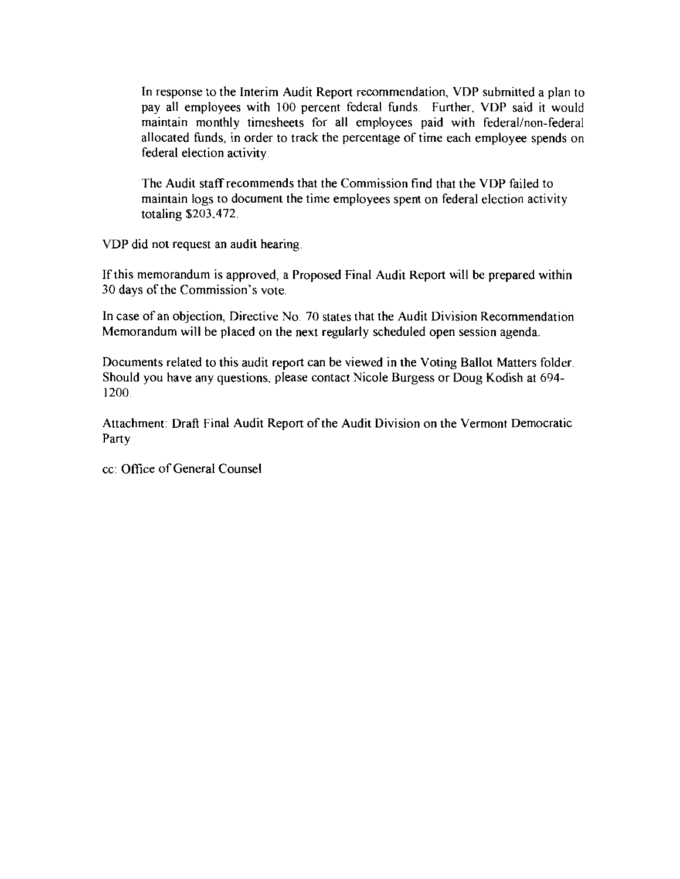In response to the Interim Audit Report recommendation, VDP submitted a plan to pay all employees with 100 percent federal funds. Further, VDP said it would maintain monthly timesheets for all employees paid with federal/non-federal allocated funds, in order to track the percentage of time each employee spends on federal election activity.

The Audit staff recommends that the Commission find that the VDP failed to maintain logs to document the time employees spent on federal election activity totaling $203,472.

VDP did not request an audit hearing.

If this memorandum is approved, a Proposed Final Audit Report will be prepared within 30 days of the Commission's vote.

In case of an objection, Directive No. 70 states that the Audit Division Recommendation Memorandum will be placed on the next regularly scheduled open session agenda.

Documents related to this audit report can be viewed in the Voting Ballot Matters folder. Should you have any questions, please contact Nicole Burgess or Doug Kodish at 694-1200.

Attachment: Draft Final Audit Report of the Audit Division on the Vermont Democratic Party

cc: Office of General Counsel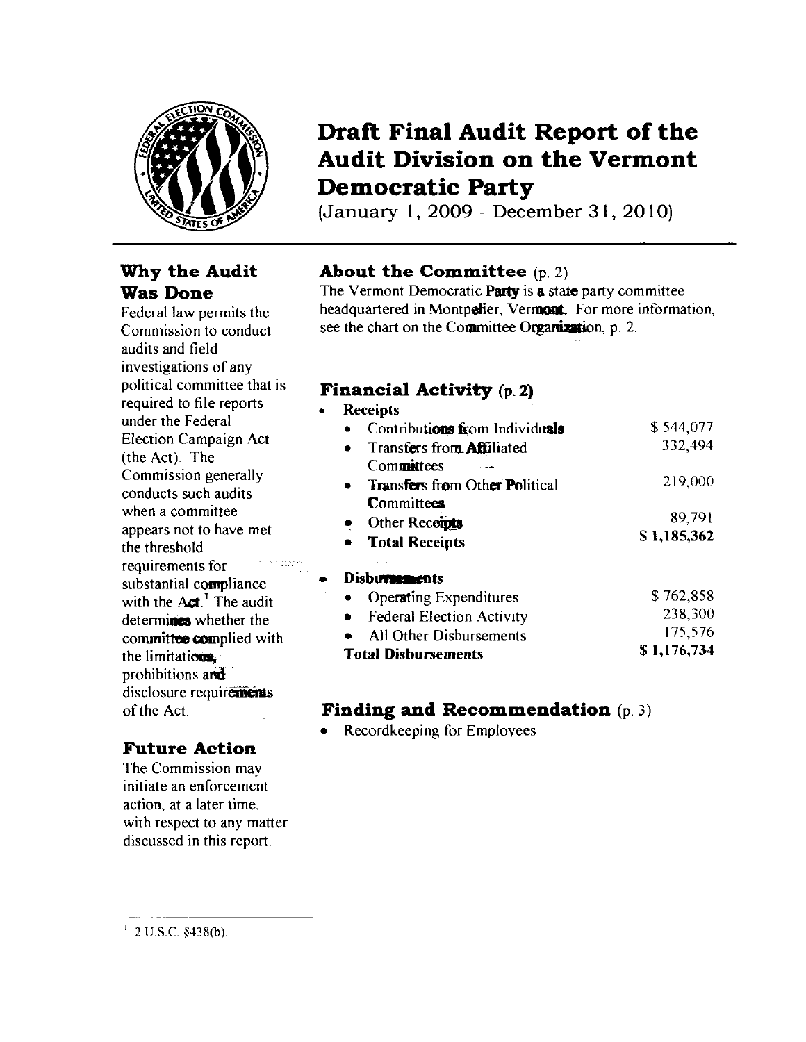# Draft Final Audit Report of the Audit Division on the Vermont Democratic Party

(January 1, 2009 - December 31, 2010)

## Why the Audit Was Done

Federal law permits the Commission to conduct audits and field investigations of any political committee that is required to file reports under the Federal Election Campaign Act (the Act). The Commission generally conducts such audits when a committee appears not to have met the threshold requirements for substantial compliance with the Act.[1] The audit determines whether the committee complied with the limitations, prohibitions and disclosure requirements of the Act.

## Future Action

The Commission may initiate an enforcement action, at a later time, with respect to any matter discussed in this report.

## About the Committee (p. 2)

The Vermont Democratic Party is a state party committee headquartered in Montpelier, Vermont. For more information, see the chart on the Committee Organization, p. 2.

## Financial Activity (p. 2)

- **Receipts**
  - Contributions from Individuals $ 544,077
  - Transfers from Affiliated Committees 332,494
  - Transfers from Other Political Committees 219,000
  - Other Receipts 89,791
  - **Total Receipts $ 1,185,362**
- **Disbursements**
  - Operating Expenditures $ 762,858
  - Federal Election Activity 238,300
  - All Other Disbursements 175,576
  
  **Total Disbursements $ 1,176,734**

## Finding and Recommendation (p. 3)

- Recordkeeping for Employees

---

[1] 2 U.S.C. §438(b).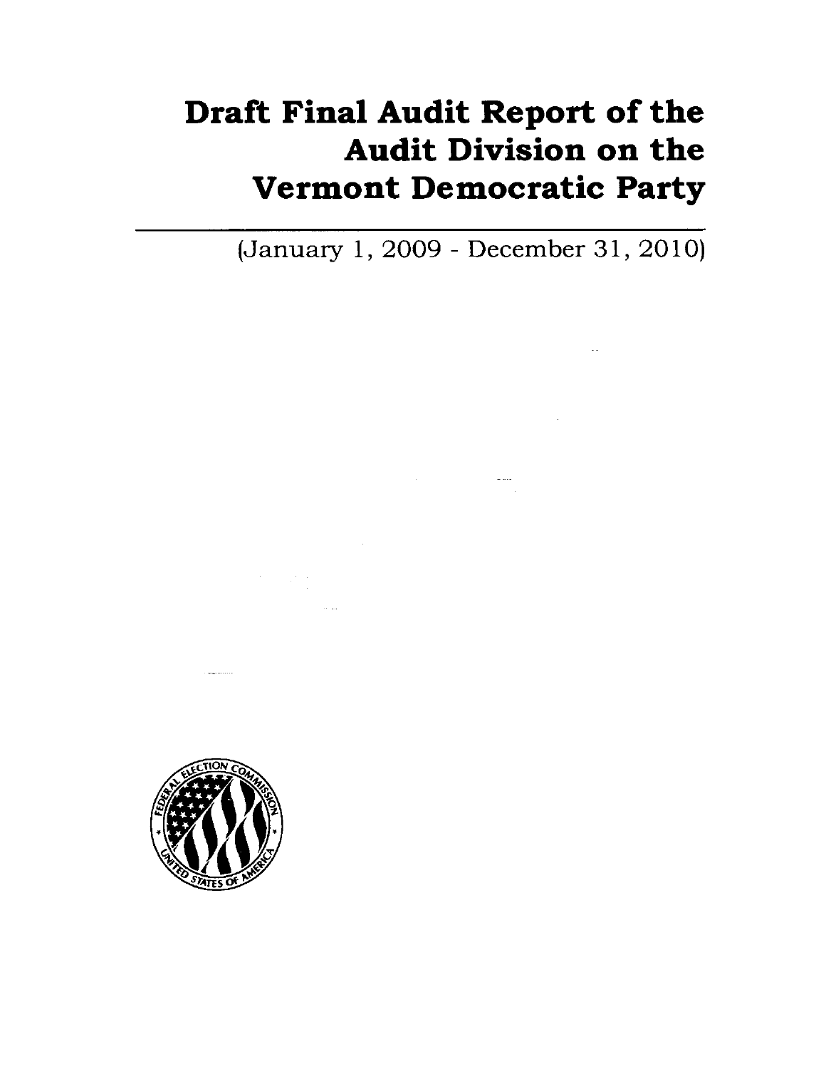# Draft Final Audit Report of the Audit Division on the Vermont Democratic Party

(January 1, 2009 - December 31, 2010)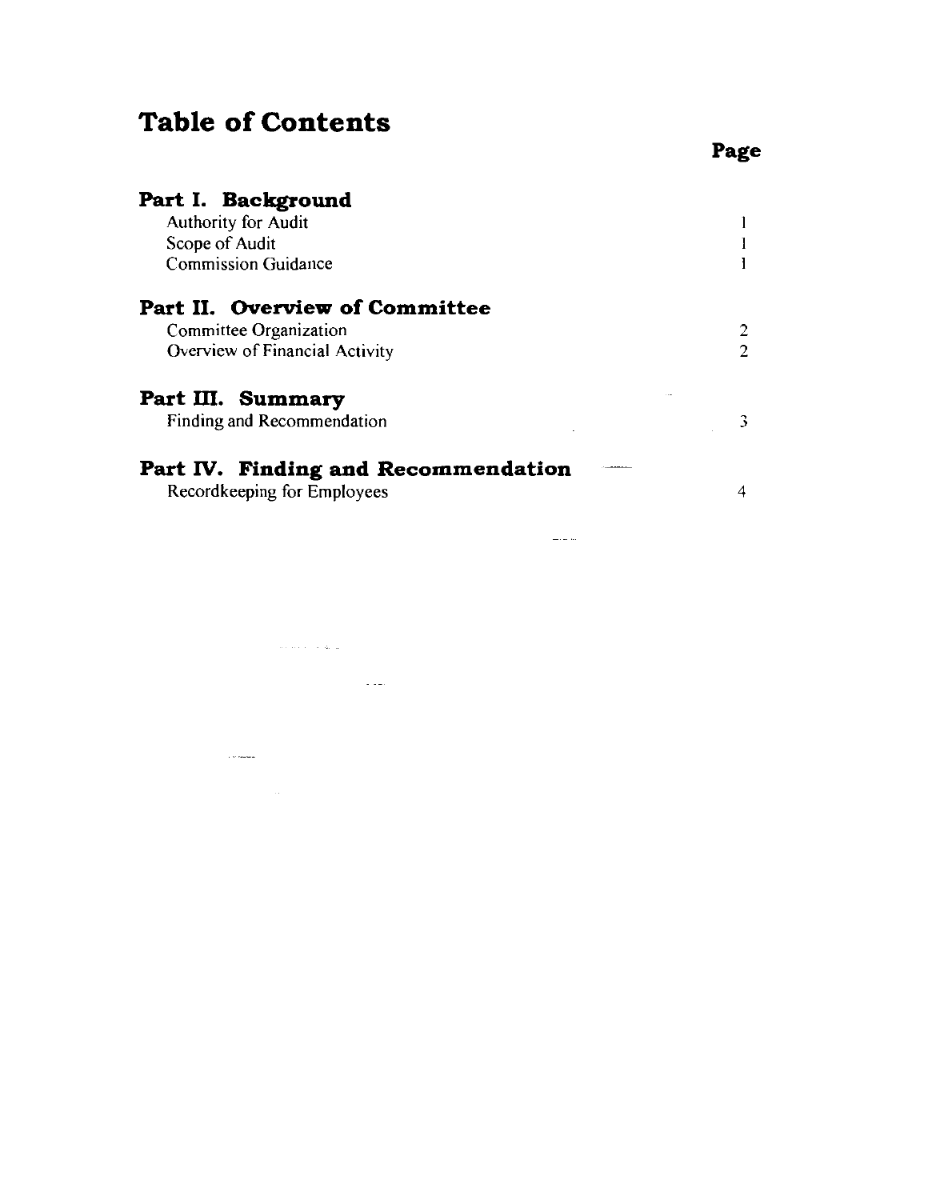# Table of Contents

| | Page |
|---|---|
| **Part I. Background** | |
| Authority for Audit | 1 |
| Scope of Audit | 1 |
| Commission Guidance | 1 |
| **Part II. Overview of Committee** | |
| Committee Organization | 2 |
| Overview of Financial Activity | 2 |
| **Part III. Summary** | |
| Finding and Recommendation | 3 |
| **Part IV. Finding and Recommendation** | |
| Recordkeeping for Employees | 4 |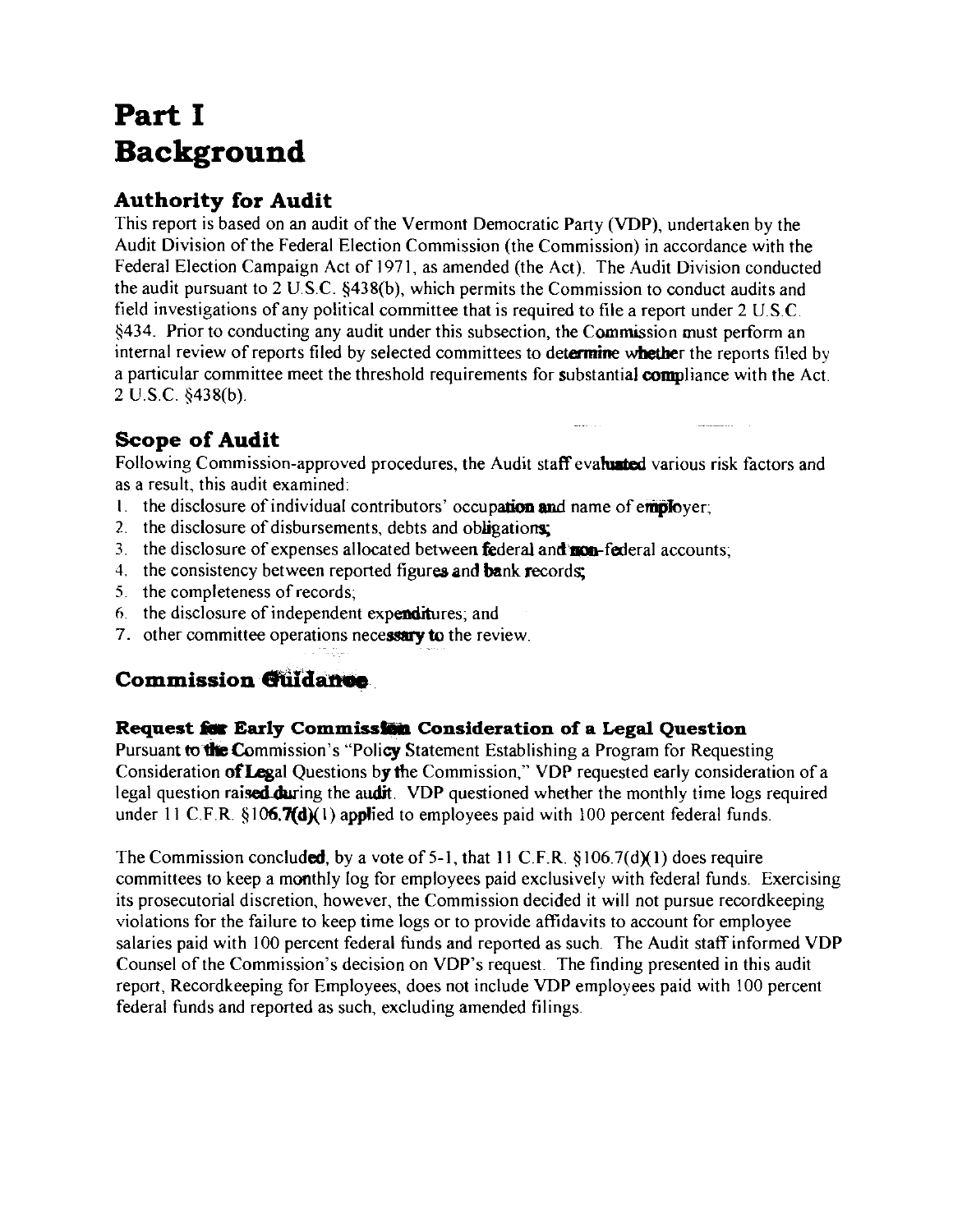# Part I
# Background

## Authority for Audit

This report is based on an audit of the Vermont Democratic Party (VDP), undertaken by the Audit Division of the Federal Election Commission (the Commission) in accordance with the Federal Election Campaign Act of 1971, as amended (the Act). The Audit Division conducted the audit pursuant to 2 U.S.C. §438(b), which permits the Commission to conduct audits and field investigations of any political committee that is required to file a report under 2 U.S.C. §434. Prior to conducting any audit under this subsection, the Commission must perform an internal review of reports filed by selected committees to determine whether the reports filed by a particular committee meet the threshold requirements for substantial compliance with the Act. 2 U.S.C. §438(b).

## Scope of Audit

Following Commission-approved procedures, the Audit staff evaluated various risk factors and as a result, this audit examined:

1. the disclosure of individual contributors' occupation and name of employer;
2. the disclosure of disbursements, debts and obligations;
3. the disclosure of expenses allocated between federal and non-federal accounts;
4. the consistency between reported figures and bank records;
5. the completeness of records;
6. the disclosure of independent expenditures; and
7. other committee operations necessary to the review.

## Commission Guidance

### Request for Early Commission Consideration of a Legal Question

Pursuant to the Commission's "Policy Statement Establishing a Program for Requesting Consideration of Legal Questions by the Commission," VDP requested early consideration of a legal question raised during the audit. VDP questioned whether the monthly time logs required under 11 C.F.R. §106.7(d)(1) applied to employees paid with 100 percent federal funds.

The Commission concluded, by a vote of 5-1, that 11 C.F.R. §106.7(d)(1) does require committees to keep a monthly log for employees paid exclusively with federal funds. Exercising its prosecutorial discretion, however, the Commission decided it will not pursue recordkeeping violations for the failure to keep time logs or to provide affidavits to account for employee salaries paid with 100 percent federal funds and reported as such. The Audit staff informed VDP Counsel of the Commission's decision on VDP's request. The finding presented in this audit report, Recordkeeping for Employees, does not include VDP employees paid with 100 percent federal funds and reported as such, excluding amended filings.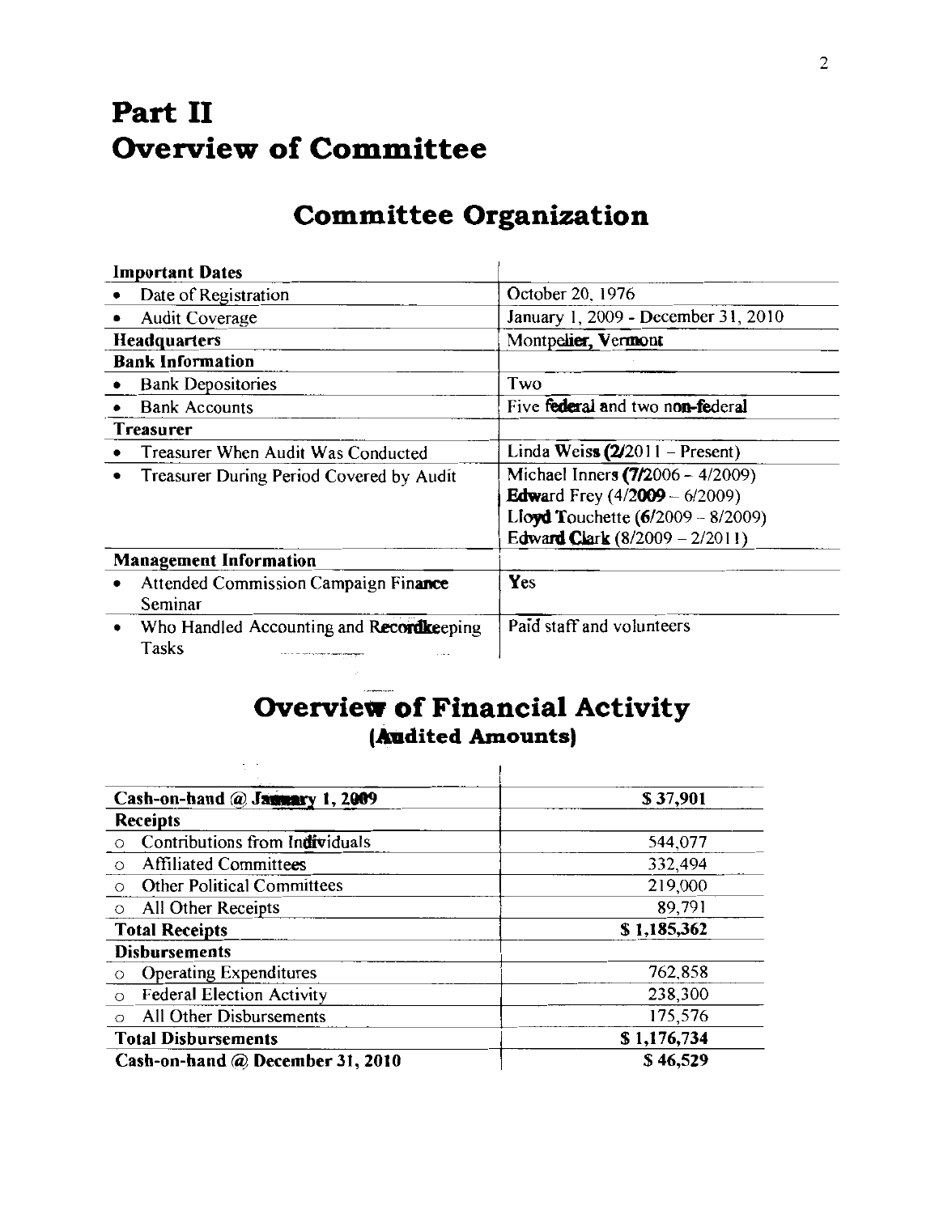# Part II
# Overview of Committee

## Committee Organization

| Important Dates | |
|---|---|
| • Date of Registration | October 20, 1976 |
| • Audit Coverage | January 1, 2009 - December 31, 2010 |
| **Headquarters** | Montpelier, Vermont |
| **Bank Information** | |
| • Bank Depositories | Two |
| • Bank Accounts | Five federal and two non-federal |
| **Treasurer** | |
| • Treasurer When Audit Was Conducted | Linda Weiss (2/2011 – Present) |
| • Treasurer During Period Covered by Audit | Michael Inners (7/2006 – 4/2009)<br>Edward Frey (4/2009 – 6/2009)<br>Lloyd Touchette (6/2009 – 8/2009)<br>Edward Clark (8/2009 – 2/2011) |
| **Management Information** | |
| • Attended Commission Campaign Finance Seminar | Yes |
| • Who Handled Accounting and Recordkeeping Tasks | Paid staff and volunteers |

## Overview of Financial Activity
### (Audited Amounts)

| Cash-on-hand @ January 1, 2009 | $ 37,901 |
|---|---|
| **Receipts** | |
| ○ Contributions from Individuals | 544,077 |
| ○ Affiliated Committees | 332,494 |
| ○ Other Political Committees | 219,000 |
| ○ All Other Receipts | 89,791 |
| **Total Receipts** | **$ 1,185,362** |
| **Disbursements** | |
| ○ Operating Expenditures | 762,858 |
| ○ Federal Election Activity | 238,300 |
| ○ All Other Disbursements | 175,576 |
| **Total Disbursements** | **$ 1,176,734** |
| **Cash-on-hand @ December 31, 2010** | **$ 46,529** |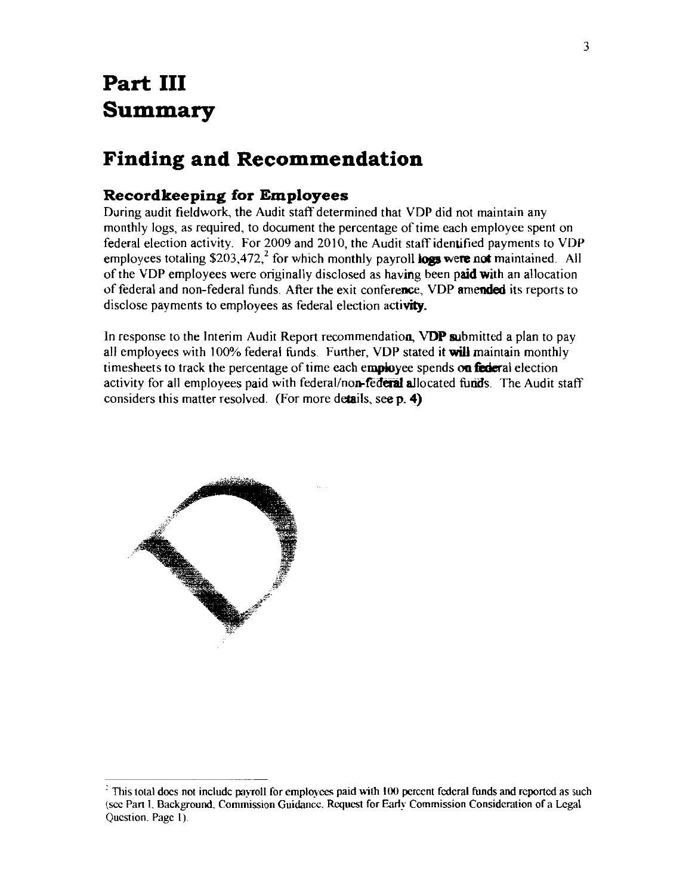# Part III Summary

## Finding and Recommendation

### Recordkeeping for Employees

During audit fieldwork, the Audit staff determined that VDP did not maintain any monthly logs, as required, to document the percentage of time each employee spent on federal election activity. For 2009 and 2010, the Audit staff identified payments to VDP employees totaling $203,472,[2] for which monthly payroll logs were not maintained. All of the VDP employees were originally disclosed as having been paid with an allocation of federal and non-federal funds. After the exit conference, VDP amended its reports to disclose payments to employees as federal election activity.

In response to the Interim Audit Report recommendation, VDP submitted a plan to pay all employees with 100% federal funds. Further, VDP stated it will maintain monthly timesheets to track the percentage of time each employee spends on federal election activity for all employees paid with federal/non-federal allocated funds. The Audit staff considers this matter resolved. (For more details, see p. 4)

---

[2] This total does not include payroll for employees paid with 100 percent federal funds and reported as such (see Part I, Background, Commission Guidance, Request for Early Commission Consideration of a Legal Question, Page 1).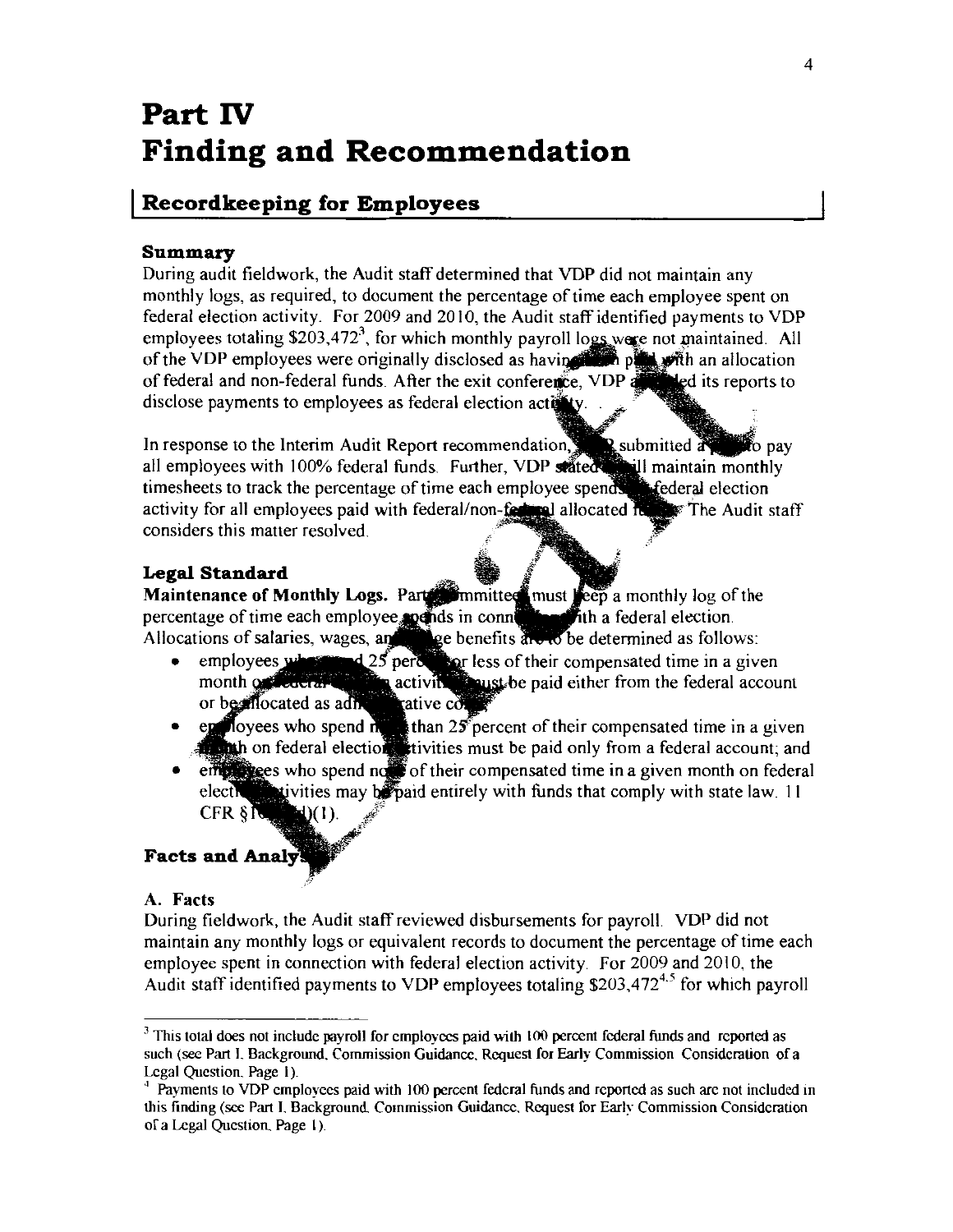# Part IV
# Finding and Recommendation

## Recordkeeping for Employees

### Summary

During audit fieldwork, the Audit staff determined that VDP did not maintain any monthly logs, as required, to document the percentage of time each employee spent on federal election activity. For 2009 and 2010, the Audit staff identified payments to VDP employees totaling $203,472[3], for which monthly payroll logs were not maintained. All of the VDP employees were originally disclosed as having been paid with an allocation of federal and non-federal funds. After the exit conference, VDP amended its reports to disclose payments to employees as federal election activity.

In response to the Interim Audit Report recommendation, VDP submitted a plan to pay all employees with 100% federal funds. Further, VDP stated it will maintain monthly timesheets to track the percentage of time each employee spends on federal election activity for all employees paid with federal/non-federal allocated funds. The Audit staff considers this matter resolved.

### Legal Standard

**Maintenance of Monthly Logs.** Party committees must keep a monthly log of the percentage of time each employee spends in connection with a federal election. Allocations of salaries, wages, and fringe benefits are to be determined as follows:

- employees who spend 25 percent or less of their compensated time in a given month on federal election activities must be paid either from the federal account or be allocated as administrative costs;
- employees who spend more than 25 percent of their compensated time in a given month on federal election activities must be paid only from a federal account; and
- employees who spend none of their compensated time in a given month on federal election activities may be paid entirely with funds that comply with state law. 11 CFR §106.7(d)(1).

### Facts and Analysis

**A. Facts**

During fieldwork, the Audit staff reviewed disbursements for payroll. VDP did not maintain any monthly logs or equivalent records to document the percentage of time each employee spent in connection with federal election activity. For 2009 and 2010, the Audit staff identified payments to VDP employees totaling $203,472[4,5] for which payroll

---

[3] This total does not include payroll for employees paid with 100 percent federal funds and reported as such (see Part I. Background, Commission Guidance, Request for Early Commission Consideration of a Legal Question, Page 1).

[4] Payments to VDP employees paid with 100 percent federal funds and reported as such are not included in this finding (see Part I. Background, Commission Guidance, Request for Early Commission Consideration of a Legal Question, Page 1).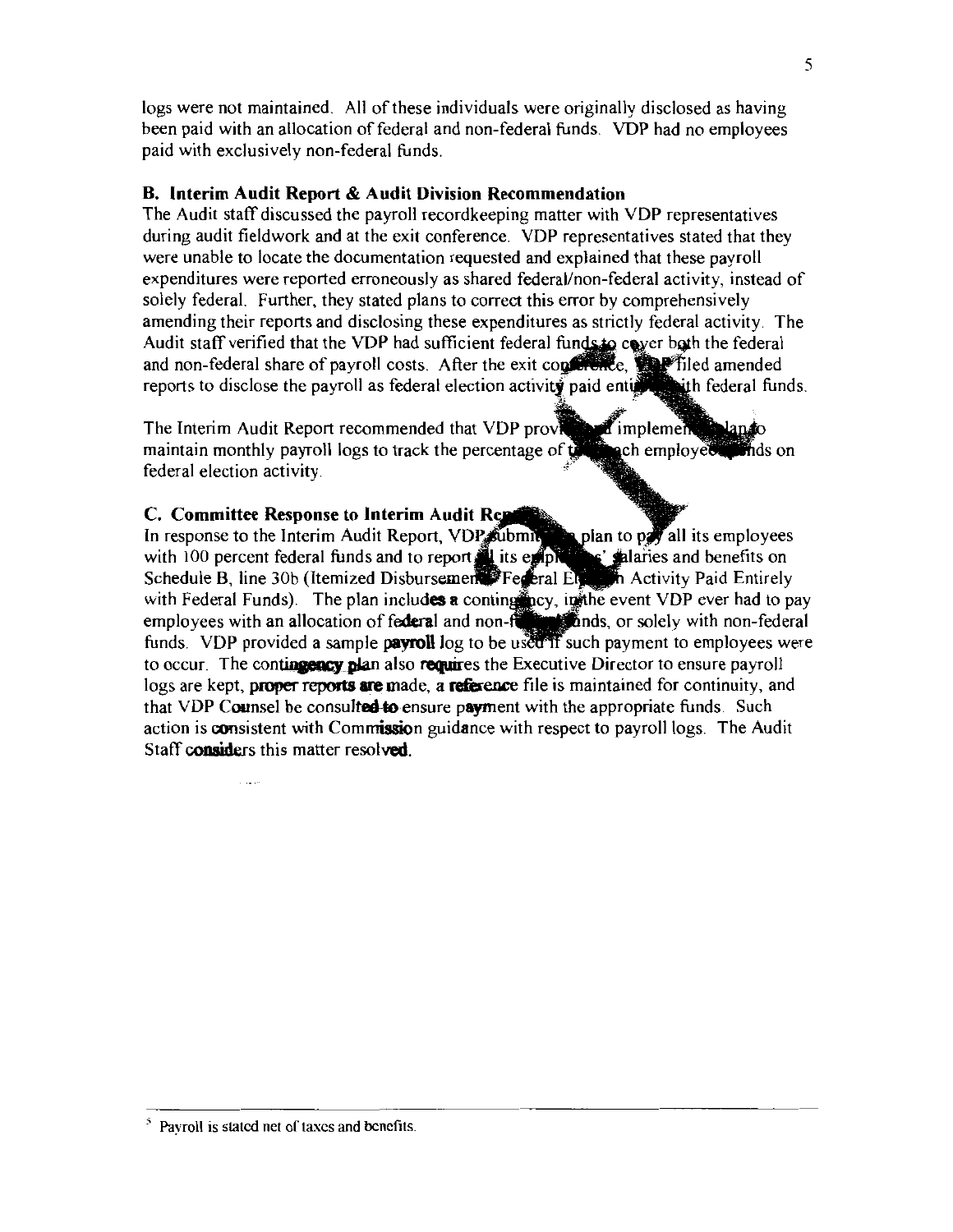logs were not maintained. All of these individuals were originally disclosed as having been paid with an allocation of federal and non-federal funds. VDP had no employees paid with exclusively non-federal funds.

### B. Interim Audit Report & Audit Division Recommendation

The Audit staff discussed the payroll recordkeeping matter with VDP representatives during audit fieldwork and at the exit conference. VDP representatives stated that they were unable to locate the documentation requested and explained that these payroll expenditures were reported erroneously as shared federal/non-federal activity, instead of solely federal. Further, they stated plans to correct this error by comprehensively amending their reports and disclosing these expenditures as strictly federal activity. The Audit staff verified that the VDP had sufficient federal funds to cover both the federal and non-federal share of payroll costs. After the exit conference, VDP filed amended reports to disclose the payroll as federal election activity paid entirely with federal funds.

The Interim Audit Report recommended that VDP provide and implement a plan to maintain monthly payroll logs to track the percentage of time each employee spends on federal election activity.

### C. Committee Response to Interim Audit Report

In response to the Interim Audit Report, VDP submitted a plan to pay all its employees with 100 percent federal funds and to report all its employees' salaries and benefits on Schedule B, line 30b (Itemized Disbursement Federal Election Activity Paid Entirely with Federal Funds). The plan includes a contingency, in the event VDP ever had to pay employees with an allocation of federal and non-federal funds, or solely with non-federal funds. VDP provided a sample payroll log to be used if such payment to employees were to occur. The contingency plan also requires the Executive Director to ensure payroll logs are kept, proper reports are made, a reference file is maintained for continuity, and that VDP Counsel be consulted to ensure payment with the appropriate funds. Such action is consistent with Commission guidance with respect to payroll logs. The Audit Staff considers this matter resolved.

---

[5] Payroll is stated net of taxes and benefits.